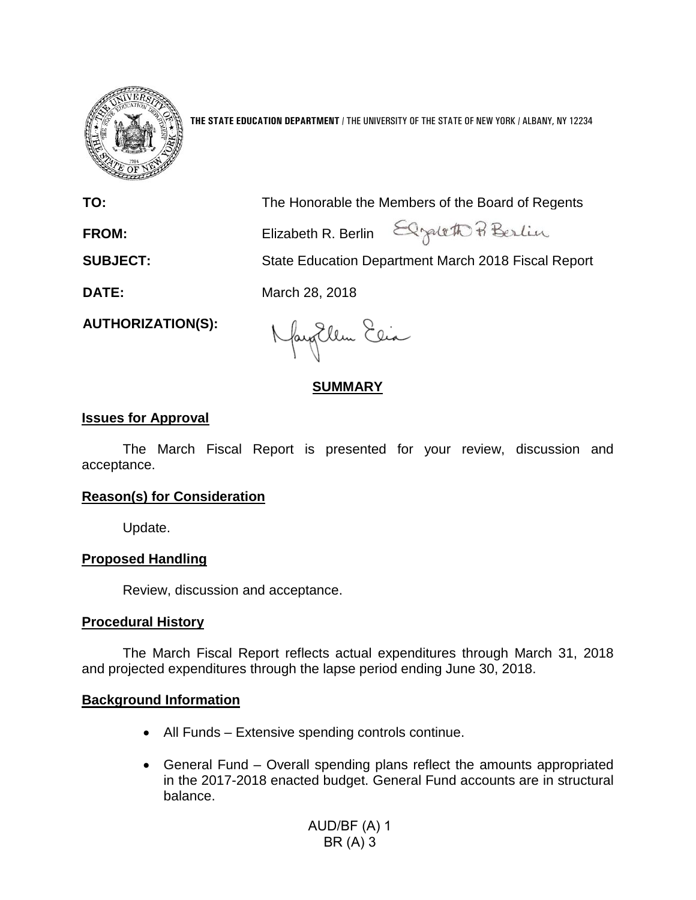**THE STATE EDUCATION DEPARTMENT** / THE UNIVERSITY OF THE STATE OF NEW YORK / ALBANY, NY 12234

| | |
|---|---|
| **TO:** | The Honorable the Members of the Board of Regents |
| **FROM:** | Elizabeth R. Berlin |
| **SUBJECT:** | State Education Department March 2018 Fiscal Report |
| **DATE:** | March 28, 2018 |
| **AUTHORIZATION(S):** | |

## SUMMARY

### Issues for Approval

The March Fiscal Report is presented for your review, discussion and acceptance.

### Reason(s) for Consideration

Update.

### Proposed Handling

Review, discussion and acceptance.

### Procedural History

The March Fiscal Report reflects actual expenditures through March 31, 2018 and projected expenditures through the lapse period ending June 30, 2018.

### Background Information

- All Funds – Extensive spending controls continue.
- General Fund – Overall spending plans reflect the amounts appropriated in the 2017-2018 enacted budget. General Fund accounts are in structural balance.

AUD/BF (A) 1
BR (A) 3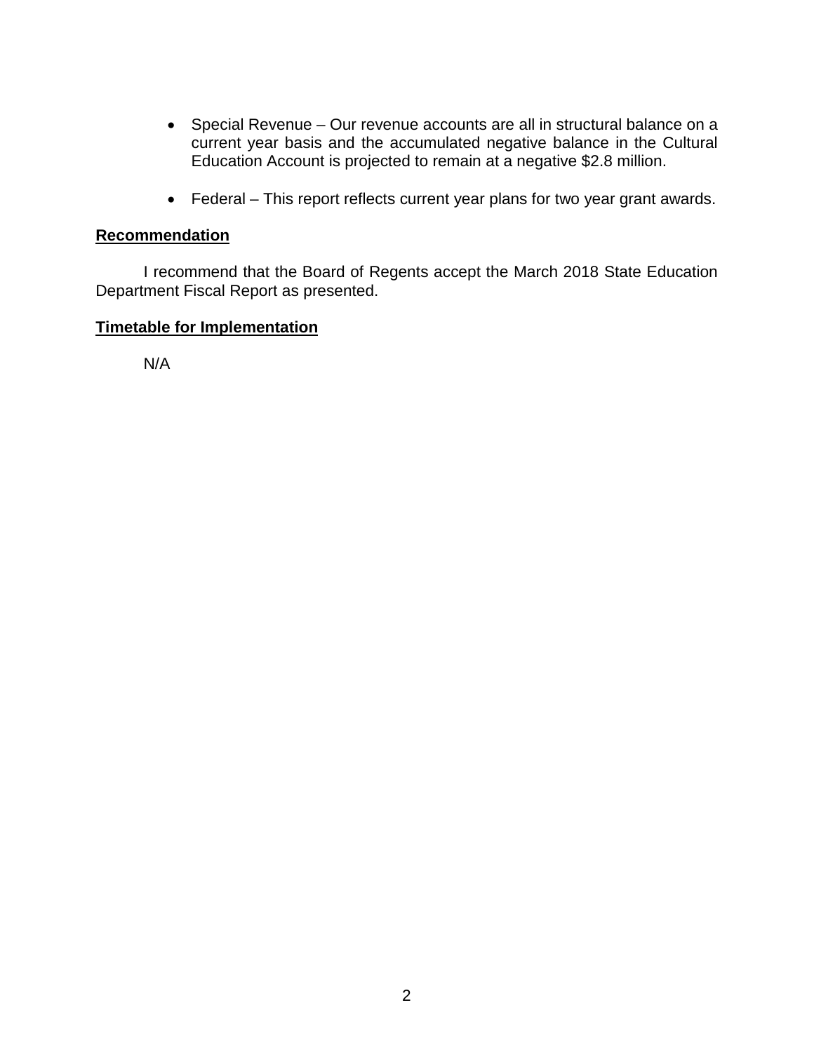- Special Revenue – Our revenue accounts are all in structural balance on a current year basis and the accumulated negative balance in the Cultural Education Account is projected to remain at a negative $2.8 million.

- Federal – This report reflects current year plans for two year grant awards.

**Recommendation**

I recommend that the Board of Regents accept the March 2018 State Education Department Fiscal Report as presented.

**Timetable for Implementation**

N/A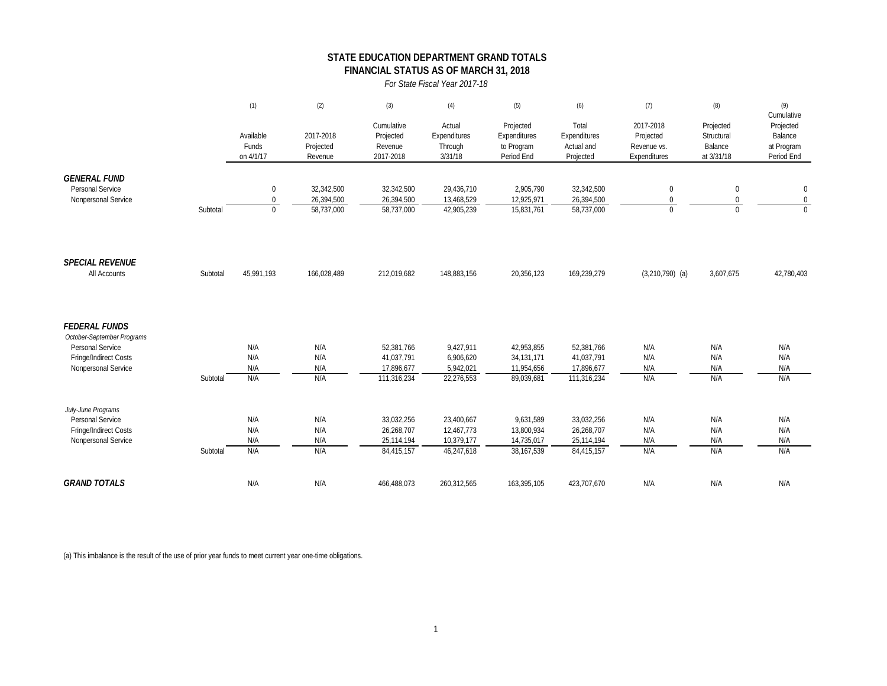# STATE EDUCATION DEPARTMENT GRAND TOTALS
## FINANCIAL STATUS AS OF MARCH 31, 2018

*For State Fiscal Year 2017-18*

| | | (1) Available Funds on 4/1/17 | (2) 2017-2018 Projected Revenue | (3) Cumulative Projected Revenue 2017-2018 | (4) Actual Expenditures Through 3/31/18 | (5) Projected Expenditures to Program Period End | (6) Total Expenditures Actual and Projected | (7) 2017-2018 Projected Revenue vs. Expenditures | (8) Projected Structural Balance at 3/31/18 | (9) Cumulative Projected Balance at Program Period End |
|---|---|---|---|---|---|---|---|---|---|---|
| ***GENERAL FUND*** | | | | | | | | | | |
| Personal Service | | 0 | 32,342,500 | 32,342,500 | 29,436,710 | 2,905,790 | 32,342,500 | 0 | 0 | 0 |
| Nonpersonal Service | | 0 | 26,394,500 | 26,394,500 | 13,468,529 | 12,925,971 | 26,394,500 | 0 | 0 | 0 |
| | Subtotal | 0 | 58,737,000 | 58,737,000 | 42,905,239 | 15,831,761 | 58,737,000 | 0 | 0 | 0 |
| ***SPECIAL REVENUE*** | | | | | | | | | | |
| All Accounts | Subtotal | 45,991,193 | 166,028,489 | 212,019,682 | 148,883,156 | 20,356,123 | 169,239,279 | (3,210,790) (a) | 3,607,675 | 42,780,403 |
| ***FEDERAL FUNDS*** | | | | | | | | | | |
| *October-September Programs* | | | | | | | | | | |
| Personal Service | | N/A | N/A | 52,381,766 | 9,427,911 | 42,953,855 | 52,381,766 | N/A | N/A | N/A |
| Fringe/Indirect Costs | | N/A | N/A | 41,037,791 | 6,906,620 | 34,131,171 | 41,037,791 | N/A | N/A | N/A |
| Nonpersonal Service | | N/A | N/A | 17,896,677 | 5,942,021 | 11,954,656 | 17,896,677 | N/A | N/A | N/A |
| | Subtotal | N/A | N/A | 111,316,234 | 22,276,553 | 89,039,681 | 111,316,234 | N/A | N/A | N/A |
| *July-June Programs* | | | | | | | | | | |
| Personal Service | | N/A | N/A | 33,032,256 | 23,400,667 | 9,631,589 | 33,032,256 | N/A | N/A | N/A |
| Fringe/Indirect Costs | | N/A | N/A | 26,268,707 | 12,467,773 | 13,800,934 | 26,268,707 | N/A | N/A | N/A |
| Nonpersonal Service | | N/A | N/A | 25,114,194 | 10,379,177 | 14,735,017 | 25,114,194 | N/A | N/A | N/A |
| | Subtotal | N/A | N/A | 84,415,157 | 46,247,618 | 38,167,539 | 84,415,157 | N/A | N/A | N/A |
| ***GRAND TOTALS*** | | N/A | N/A | 466,488,073 | 260,312,565 | 163,395,105 | 423,707,670 | N/A | N/A | N/A |

(a) This imbalance is the result of the use of prior year funds to meet current year one-time obligations.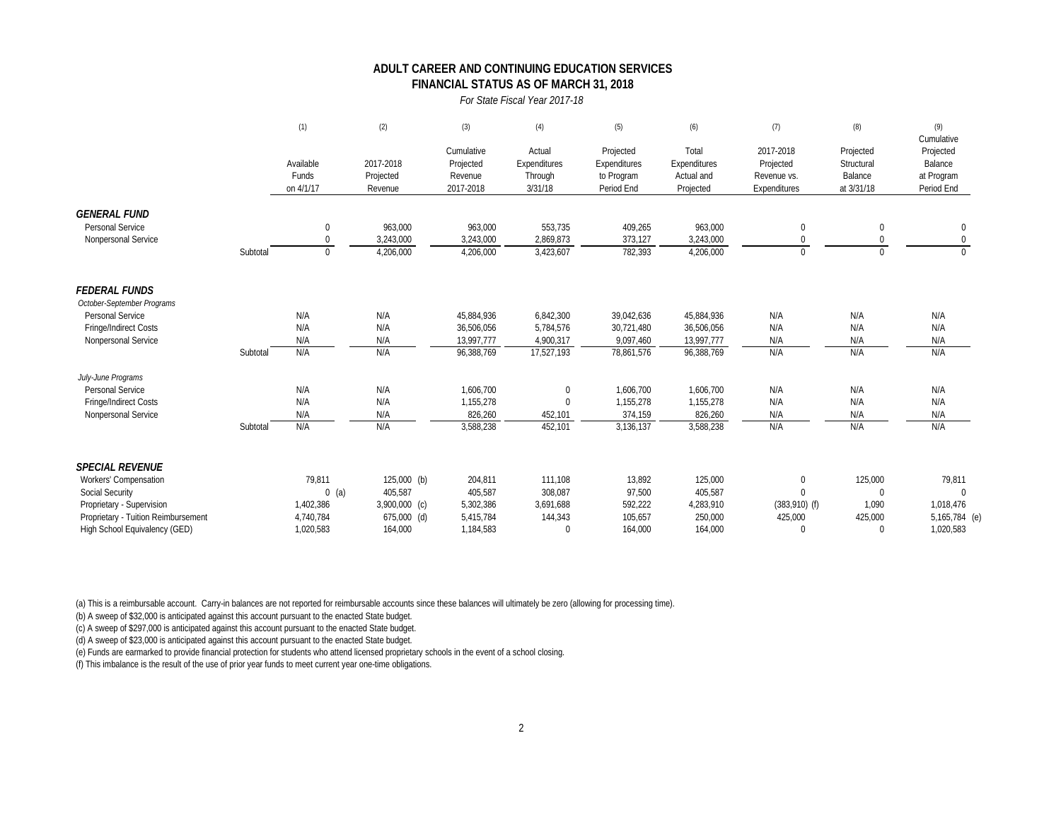## ADULT CAREER AND CONTINUING EDUCATION SERVICES
## FINANCIAL STATUS AS OF MARCH 31, 2018

*For State Fiscal Year 2017-18*

| | | (1) Available Funds on 4/1/17 | (2) 2017-2018 Projected Revenue | (3) Cumulative Projected Revenue 2017-2018 | (4) Actual Expenditures Through 3/31/18 | (5) Projected Expenditures to Program Period End | (6) Total Expenditures Actual and Projected | (7) 2017-2018 Projected Revenue vs. Expenditures | (8) Projected Structural Balance at 3/31/18 | (9) Cumulative Projected Balance at Program Period End |
|---|---|---|---|---|---|---|---|---|---|---|
| ***GENERAL FUND*** | | | | | | | | | | |
| Personal Service | | 0 | 963,000 | 963,000 | 553,735 | 409,265 | 963,000 | 0 | 0 | 0 |
| Nonpersonal Service | | 0 | 3,243,000 | 3,243,000 | 2,869,873 | 373,127 | 3,243,000 | 0 | 0 | 0 |
| | Subtotal | 0 | 4,206,000 | 4,206,000 | 3,423,607 | 782,393 | 4,206,000 | 0 | 0 | 0 |
| ***FEDERAL FUNDS*** | | | | | | | | | | |
| *October-September Programs* | | | | | | | | | | |
| Personal Service | | N/A | N/A | 45,884,936 | 6,842,300 | 39,042,636 | 45,884,936 | N/A | N/A | N/A |
| Fringe/Indirect Costs | | N/A | N/A | 36,506,056 | 5,784,576 | 30,721,480 | 36,506,056 | N/A | N/A | N/A |
| Nonpersonal Service | | N/A | N/A | 13,997,777 | 4,900,317 | 9,097,460 | 13,997,777 | N/A | N/A | N/A |
| | Subtotal | N/A | N/A | 96,388,769 | 17,527,193 | 78,861,576 | 96,388,769 | N/A | N/A | N/A |
| *July-June Programs* | | | | | | | | | | |
| Personal Service | | N/A | N/A | 1,606,700 | 0 | 1,606,700 | 1,606,700 | N/A | N/A | N/A |
| Fringe/Indirect Costs | | N/A | N/A | 1,155,278 | 0 | 1,155,278 | 1,155,278 | N/A | N/A | N/A |
| Nonpersonal Service | | N/A | N/A | 826,260 | 452,101 | 374,159 | 826,260 | N/A | N/A | N/A |
| | Subtotal | N/A | N/A | 3,588,238 | 452,101 | 3,136,137 | 3,588,238 | N/A | N/A | N/A |
| ***SPECIAL REVENUE*** | | | | | | | | | | |
| Workers' Compensation | | 79,811 | 125,000 (b) | 204,811 | 111,108 | 13,892 | 125,000 | 0 | 125,000 | 79,811 |
| Social Security | | 0 (a) | 405,587 | 405,587 | 308,087 | 97,500 | 405,587 | 0 | 0 | 0 |
| Proprietary - Supervision | | 1,402,386 | 3,900,000 (c) | 5,302,386 | 3,691,688 | 592,222 | 4,283,910 | (383,910) (f) | 1,090 | 1,018,476 |
| Proprietary - Tuition Reimbursement | | 4,740,784 | 675,000 (d) | 5,415,784 | 144,343 | 105,657 | 250,000 | 425,000 | 425,000 | 5,165,784 (e) |
| High School Equivalency (GED) | | 1,020,583 | 164,000 | 1,184,583 | 0 | 164,000 | 164,000 | 0 | 0 | 1,020,583 |

(a) This is a reimbursable account. Carry-in balances are not reported for reimbursable accounts since these balances will ultimately be zero (allowing for processing time).

(b) A sweep of $32,000 is anticipated against this account pursuant to the enacted State budget.

(c) A sweep of $297,000 is anticipated against this account pursuant to the enacted State budget.

(d) A sweep of $23,000 is anticipated against this account pursuant to the enacted State budget.

(e) Funds are earmarked to provide financial protection for students who attend licensed proprietary schools in the event of a school closing.

(f) This imbalance is the result of the use of prior year funds to meet current year one-time obligations.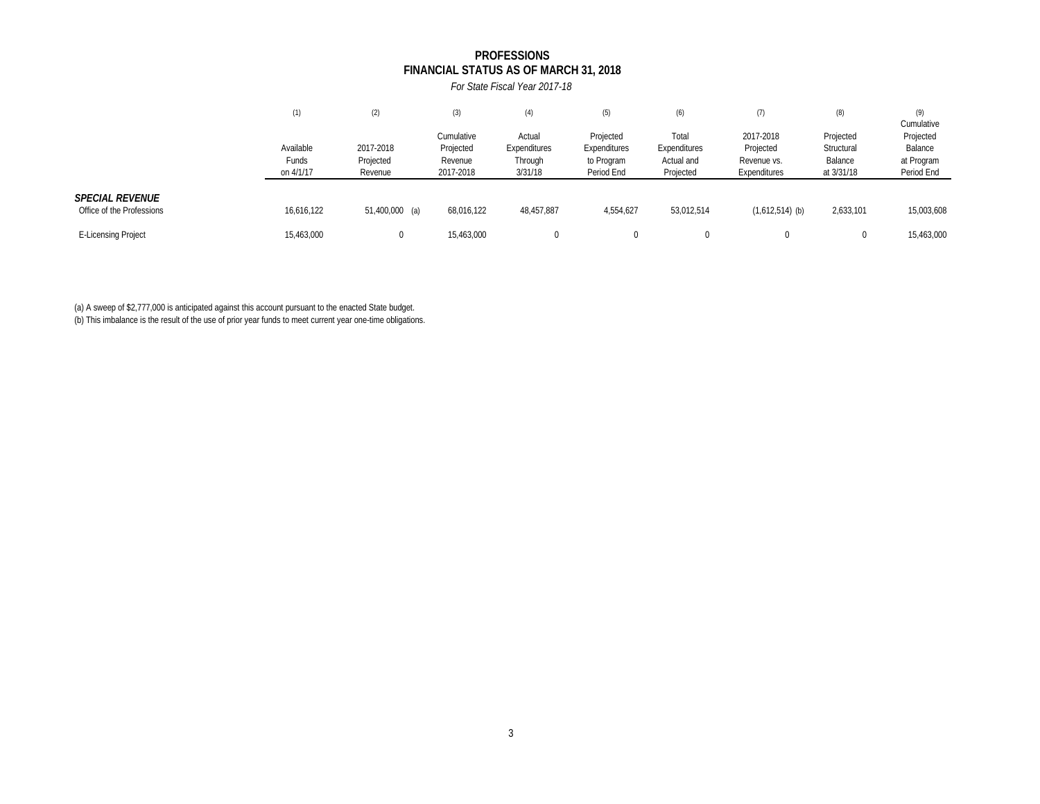# PROFESSIONS
## FINANCIAL STATUS AS OF MARCH 31, 2018

*For State Fiscal Year 2017-18*

| | (1) Available Funds on 4/1/17 | (2) 2017-2018 Projected Revenue | (3) Cumulative Projected Revenue 2017-2018 | (4) Actual Expenditures Through 3/31/18 | (5) Projected Expenditures to Program Period End | (6) Total Expenditures Actual and Projected | (7) 2017-2018 Projected Revenue vs. Expenditures | (8) Projected Structural Balance at 3/31/18 | (9) Cumulative Projected Balance at Program Period End |
|---|---|---|---|---|---|---|---|---|---|
| ***SPECIAL REVENUE*** | | | | | | | | | |
| Office of the Professions | 16,616,122 | 51,400,000 (a) | 68,016,122 | 48,457,887 | 4,554,627 | 53,012,514 | (1,612,514) (b) | 2,633,101 | 15,003,608 |
| E-Licensing Project | 15,463,000 | 0 | 15,463,000 | 0 | 0 | 0 | 0 | 0 | 15,463,000 |

(a) A sweep of $2,777,000 is anticipated against this account pursuant to the enacted State budget.

(b) This imbalance is the result of the use of prior year funds to meet current year one-time obligations.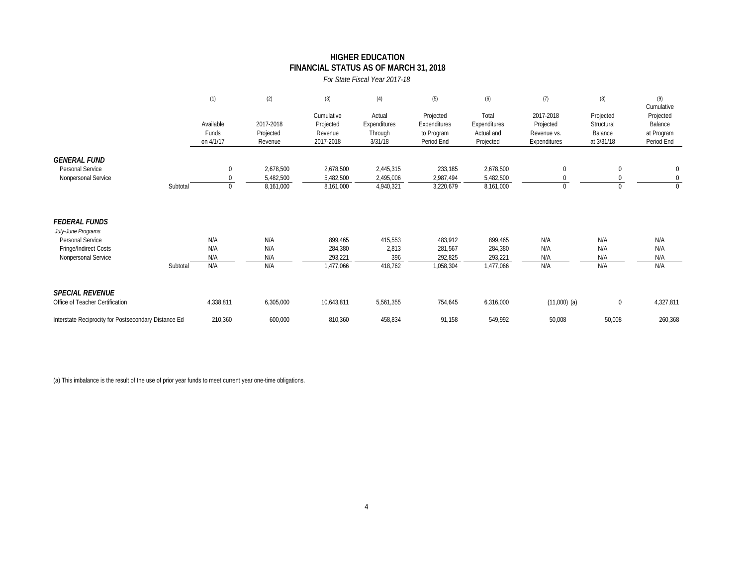# HIGHER EDUCATION
## FINANCIAL STATUS AS OF MARCH 31, 2018

*For State Fiscal Year 2017-18*

| | (1) Available Funds on 4/1/17 | (2) 2017-2018 Projected Revenue | (3) Cumulative Projected Revenue 2017-2018 | (4) Actual Expenditures Through 3/31/18 | (5) Projected Expenditures to Program Period End | (6) Total Expenditures Actual and Projected | (7) 2017-2018 Projected Revenue vs. Expenditures | (8) Projected Structural Balance at 3/31/18 | (9) Cumulative Projected Balance at Program Period End |
|---|---|---|---|---|---|---|---|---|---|
| ***GENERAL FUND*** | | | | | | | | | |
| Personal Service | 0 | 2,678,500 | 2,678,500 | 2,445,315 | 233,185 | 2,678,500 | 0 | 0 | 0 |
| Nonpersonal Service | 0 | 5,482,500 | 5,482,500 | 2,495,006 | 2,987,494 | 5,482,500 | 0 | 0 | 0 |
| Subtotal | 0 | 8,161,000 | 8,161,000 | 4,940,321 | 3,220,679 | 8,161,000 | 0 | 0 | 0 |
| ***FEDERAL FUNDS*** | | | | | | | | | |
| *July-June Programs* | | | | | | | | | |
| Personal Service | N/A | N/A | 899,465 | 415,553 | 483,912 | 899,465 | N/A | N/A | N/A |
| Fringe/Indirect Costs | N/A | N/A | 284,380 | 2,813 | 281,567 | 284,380 | N/A | N/A | N/A |
| Nonpersonal Service | N/A | N/A | 293,221 | 396 | 292,825 | 293,221 | N/A | N/A | N/A |
| Subtotal | N/A | N/A | 1,477,066 | 418,762 | 1,058,304 | 1,477,066 | N/A | N/A | N/A |
| ***SPECIAL REVENUE*** | | | | | | | | | |
| Office of Teacher Certification | 4,338,811 | 6,305,000 | 10,643,811 | 5,561,355 | 754,645 | 6,316,000 | (11,000) (a) | 0 | 4,327,811 |
| Interstate Reciprocity for Postsecondary Distance Ed | 210,360 | 600,000 | 810,360 | 458,834 | 91,158 | 549,992 | 50,008 | 50,008 | 260,368 |

(a) This imbalance is the result of the use of prior year funds to meet current year one-time obligations.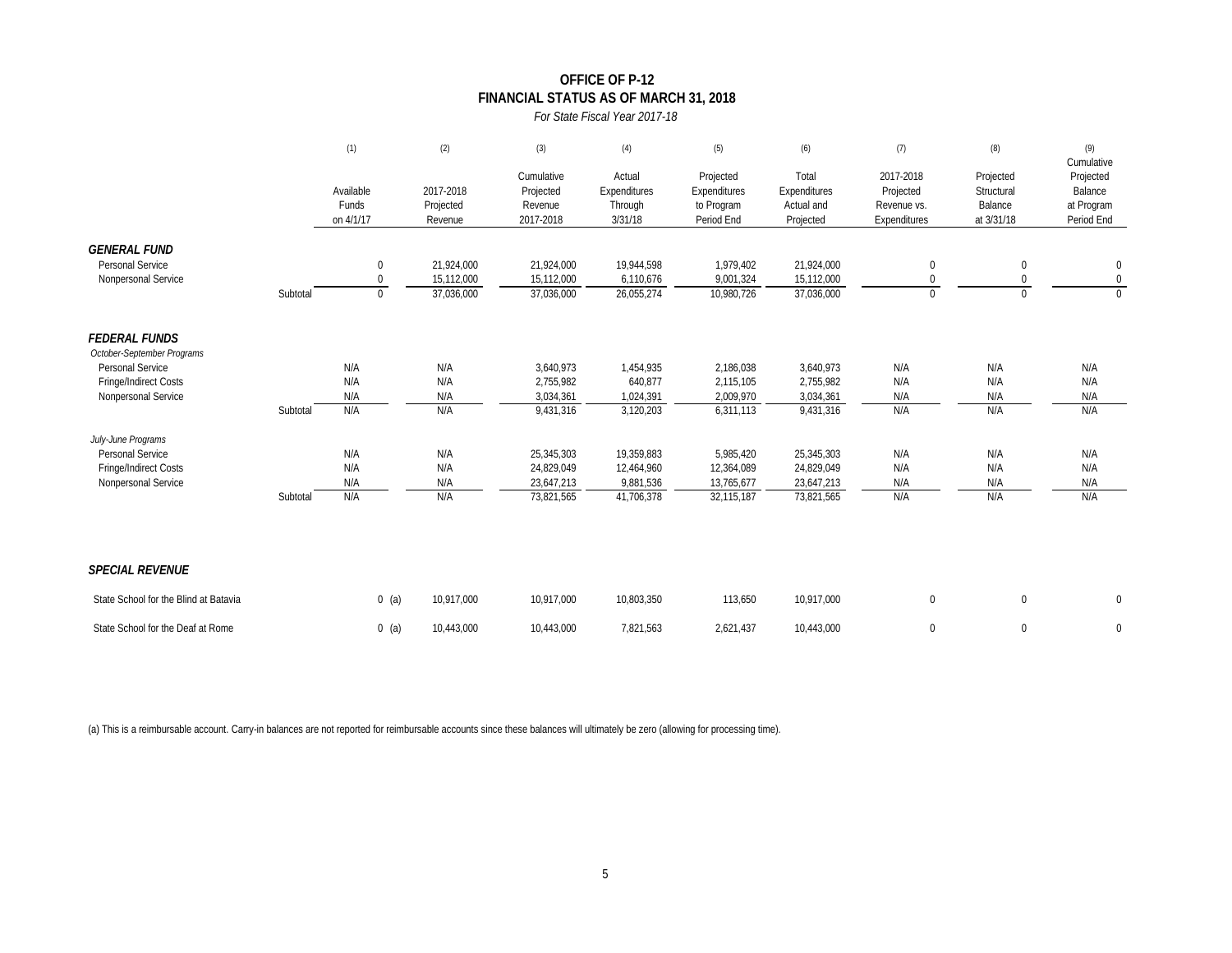# OFFICE OF P-12
## FINANCIAL STATUS AS OF MARCH 31, 2018

*For State Fiscal Year 2017-18*

| | | (1) Available Funds on 4/1/17 | (2) 2017-2018 Projected Revenue | (3) Cumulative Projected Revenue 2017-2018 | (4) Actual Expenditures Through 3/31/18 | (5) Projected Expenditures to Program Period End | (6) Total Expenditures Actual and Projected | (7) 2017-2018 Projected Revenue vs. Expenditures | (8) Projected Structural Balance at 3/31/18 | (9) Cumulative Projected Balance at Program Period End |
|---|---|---|---|---|---|---|---|---|---|---|
| ***GENERAL FUND*** | | | | | | | | | | |
| Personal Service | | 0 | 21,924,000 | 21,924,000 | 19,944,598 | 1,979,402 | 21,924,000 | 0 | 0 | 0 |
| Nonpersonal Service | | 0 | 15,112,000 | 15,112,000 | 6,110,676 | 9,001,324 | 15,112,000 | 0 | 0 | 0 |
| | Subtotal | 0 | 37,036,000 | 37,036,000 | 26,055,274 | 10,980,726 | 37,036,000 | 0 | 0 | 0 |
| ***FEDERAL FUNDS*** | | | | | | | | | | |
| *October-September Programs* | | | | | | | | | | |
| Personal Service | | N/A | N/A | 3,640,973 | 1,454,935 | 2,186,038 | 3,640,973 | N/A | N/A | N/A |
| Fringe/Indirect Costs | | N/A | N/A | 2,755,982 | 640,877 | 2,115,105 | 2,755,982 | N/A | N/A | N/A |
| Nonpersonal Service | | N/A | N/A | 3,034,361 | 1,024,391 | 2,009,970 | 3,034,361 | N/A | N/A | N/A |
| | Subtotal | N/A | N/A | 9,431,316 | 3,120,203 | 6,311,113 | 9,431,316 | N/A | N/A | N/A |
| *July-June Programs* | | | | | | | | | | |
| Personal Service | | N/A | N/A | 25,345,303 | 19,359,883 | 5,985,420 | 25,345,303 | N/A | N/A | N/A |
| Fringe/Indirect Costs | | N/A | N/A | 24,829,049 | 12,464,960 | 12,364,089 | 24,829,049 | N/A | N/A | N/A |
| Nonpersonal Service | | N/A | N/A | 23,647,213 | 9,881,536 | 13,765,677 | 23,647,213 | N/A | N/A | N/A |
| | Subtotal | N/A | N/A | 73,821,565 | 41,706,378 | 32,115,187 | 73,821,565 | N/A | N/A | N/A |
| ***SPECIAL REVENUE*** | | | | | | | | | | |
| State School for the Blind at Batavia | | 0 (a) | 10,917,000 | 10,917,000 | 10,803,350 | 113,650 | 10,917,000 | 0 | 0 | 0 |
| State School for the Deaf at Rome | | 0 (a) | 10,443,000 | 10,443,000 | 7,821,563 | 2,621,437 | 10,443,000 | 0 | 0 | 0 |

(a) This is a reimbursable account. Carry-in balances are not reported for reimbursable accounts since these balances will ultimately be zero (allowing for processing time).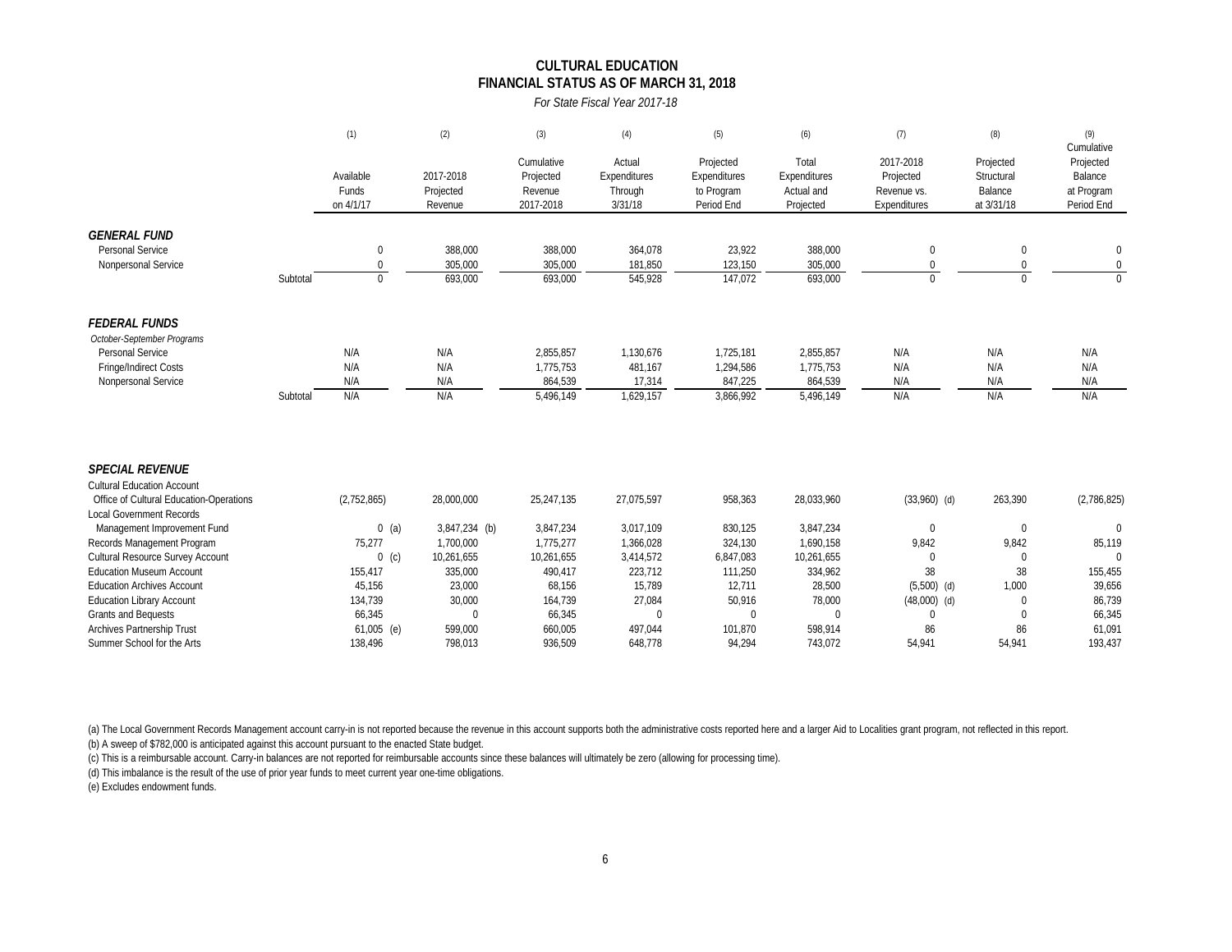# CULTURAL EDUCATION
## FINANCIAL STATUS AS OF MARCH 31, 2018

*For State Fiscal Year 2017-18*

| | (1) Available Funds on 4/1/17 | (2) 2017-2018 Projected Revenue | (3) Cumulative Projected Revenue 2017-2018 | (4) Actual Expenditures Through 3/31/18 | (5) Projected Expenditures to Program Period End | (6) Total Expenditures Actual and Projected | (7) 2017-2018 Projected Revenue vs. Expenditures | (8) Projected Structural Balance at 3/31/18 | (9) Cumulative Projected Balance at Program Period End |
|---|---|---|---|---|---|---|---|---|---|
| ***GENERAL FUND*** | | | | | | | | | |
| Personal Service | 0 | 388,000 | 388,000 | 364,078 | 23,922 | 388,000 | 0 | 0 | 0 |
| Nonpersonal Service | 0 | 305,000 | 305,000 | 181,850 | 123,150 | 305,000 | 0 | 0 | 0 |
| Subtotal | 0 | 693,000 | 693,000 | 545,928 | 147,072 | 693,000 | 0 | 0 | 0 |
| ***FEDERAL FUNDS*** | | | | | | | | | |
| *October-September Programs* | | | | | | | | | |
| Personal Service | N/A | N/A | 2,855,857 | 1,130,676 | 1,725,181 | 2,855,857 | N/A | N/A | N/A |
| Fringe/Indirect Costs | N/A | N/A | 1,775,753 | 481,167 | 1,294,586 | 1,775,753 | N/A | N/A | N/A |
| Nonpersonal Service | N/A | N/A | 864,539 | 17,314 | 847,225 | 864,539 | N/A | N/A | N/A |
| Subtotal | N/A | N/A | 5,496,149 | 1,629,157 | 3,866,992 | 5,496,149 | N/A | N/A | N/A |
| ***SPECIAL REVENUE*** | | | | | | | | | |
| Cultural Education Account | | | | | | | | | |
| Office of Cultural Education-Operations | (2,752,865) | 28,000,000 | 25,247,135 | 27,075,597 | 958,363 | 28,033,960 | (33,960) (d) | 263,390 | (2,786,825) |
| Local Government Records Management Improvement Fund | 0 (a) | 3,847,234 (b) | 3,847,234 | 3,017,109 | 830,125 | 3,847,234 | 0 | 0 | 0 |
| Records Management Program | 75,277 | 1,700,000 | 1,775,277 | 1,366,028 | 324,130 | 1,690,158 | 9,842 | 9,842 | 85,119 |
| Cultural Resource Survey Account | 0 (c) | 10,261,655 | 10,261,655 | 3,414,572 | 6,847,083 | 10,261,655 | 0 | 0 | 0 |
| Education Museum Account | 155,417 | 335,000 | 490,417 | 223,712 | 111,250 | 334,962 | 38 | 38 | 155,455 |
| Education Archives Account | 45,156 | 23,000 | 68,156 | 15,789 | 12,711 | 28,500 | (5,500) (d) | 1,000 | 39,656 |
| Education Library Account | 134,739 | 30,000 | 164,739 | 27,084 | 50,916 | 78,000 | (48,000) (d) | 0 | 86,739 |
| Grants and Bequests | 66,345 | 0 | 66,345 | 0 | 0 | 0 | 0 | 0 | 66,345 |
| Archives Partnership Trust | 61,005 (e) | 599,000 | 660,005 | 497,044 | 101,870 | 598,914 | 86 | 86 | 61,091 |
| Summer School for the Arts | 138,496 | 798,013 | 936,509 | 648,778 | 94,294 | 743,072 | 54,941 | 54,941 | 193,437 |

(a) The Local Government Records Management account carry-in is not reported because the revenue in this account supports both the administrative costs reported here and a larger Aid to Localities grant program, not reflected in this report.

(b) A sweep of $782,000 is anticipated against this account pursuant to the enacted State budget.

(c) This is a reimbursable account. Carry-in balances are not reported for reimbursable accounts since these balances will ultimately be zero (allowing for processing time).

(d) This imbalance is the result of the use of prior year funds to meet current year one-time obligations.

(e) Excludes endowment funds.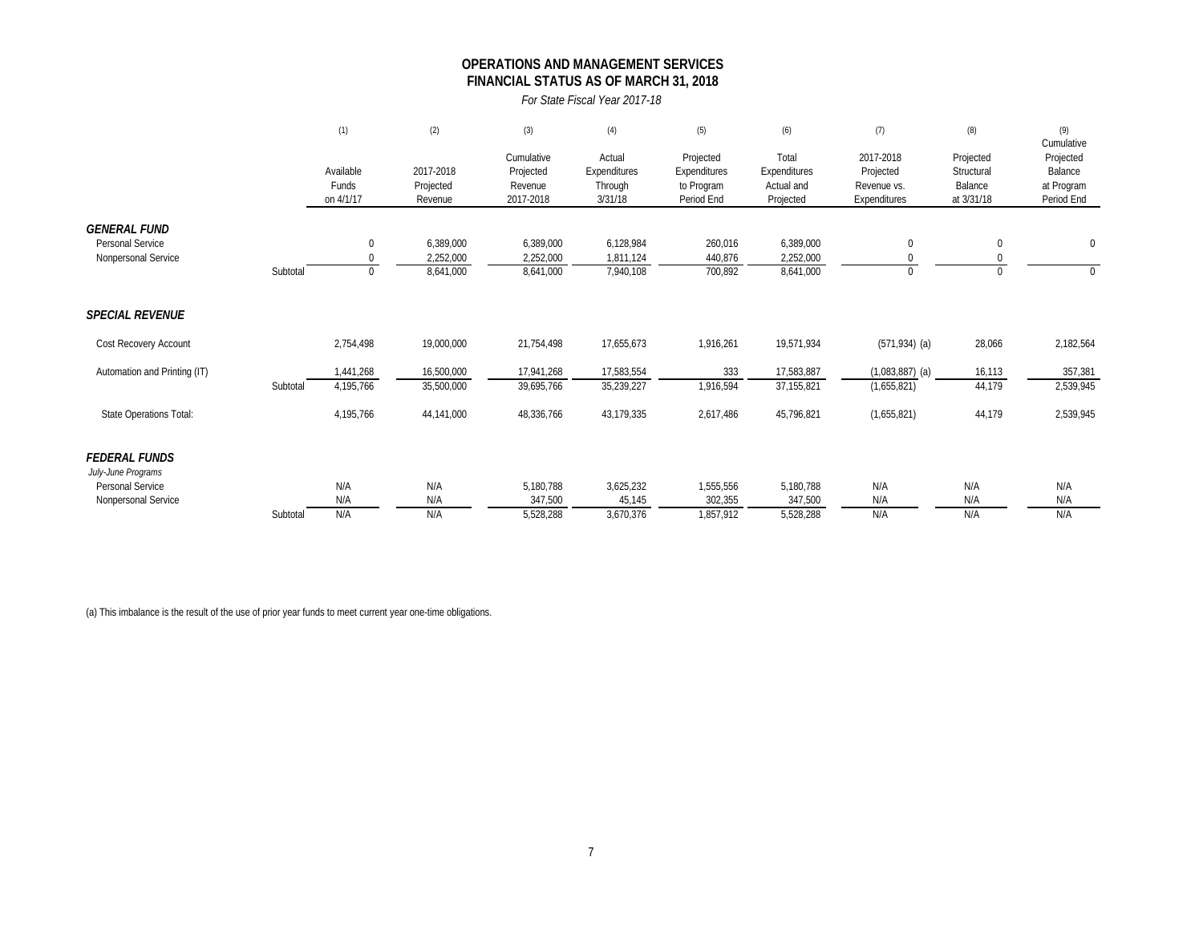# OPERATIONS AND MANAGEMENT SERVICES
## FINANCIAL STATUS AS OF MARCH 31, 2018

*For State Fiscal Year 2017-18*

| | | (1) | (2) | (3) | (4) | (5) | (6) | (7) | (8) | (9) |
|---|---|---|---|---|---|---|---|---|---|---|
| | | Available Funds on 4/1/17 | 2017-2018 Projected Revenue | Cumulative Projected Revenue 2017-2018 | Actual Expenditures Through 3/31/18 | Projected Expenditures to Program Period End | Total Expenditures Actual and Projected | 2017-2018 Projected Revenue vs. Expenditures | Projected Structural Balance at 3/31/18 | Cumulative Projected Balance at Program Period End |
| ***GENERAL FUND*** | | | | | | | | | | |
| Personal Service | | 0 | 6,389,000 | 6,389,000 | 6,128,984 | 260,016 | 6,389,000 | 0 | 0 | 0 |
| Nonpersonal Service | | 0 | 2,252,000 | 2,252,000 | 1,811,124 | 440,876 | 2,252,000 | 0 | 0 | |
| | Subtotal | 0 | 8,641,000 | 8,641,000 | 7,940,108 | 700,892 | 8,641,000 | 0 | 0 | 0 |
| ***SPECIAL REVENUE*** | | | | | | | | | | |
| Cost Recovery Account | | 2,754,498 | 19,000,000 | 21,754,498 | 17,655,673 | 1,916,261 | 19,571,934 | (571,934) (a) | 28,066 | 2,182,564 |
| Automation and Printing (IT) | | 1,441,268 | 16,500,000 | 17,941,268 | 17,583,554 | 333 | 17,583,887 | (1,083,887) (a) | 16,113 | 357,381 |
| | Subtotal | 4,195,766 | 35,500,000 | 39,695,766 | 35,239,227 | 1,916,594 | 37,155,821 | (1,655,821) | 44,179 | 2,539,945 |
| State Operations Total: | | 4,195,766 | 44,141,000 | 48,336,766 | 43,179,335 | 2,617,486 | 45,796,821 | (1,655,821) | 44,179 | 2,539,945 |
| ***FEDERAL FUNDS*** | | | | | | | | | | |
| *July-June Programs* | | | | | | | | | | |
| Personal Service | | N/A | N/A | 5,180,788 | 3,625,232 | 1,555,556 | 5,180,788 | N/A | N/A | N/A |
| Nonpersonal Service | | N/A | N/A | 347,500 | 45,145 | 302,355 | 347,500 | N/A | N/A | N/A |
| | Subtotal | N/A | N/A | 5,528,288 | 3,670,376 | 1,857,912 | 5,528,288 | N/A | N/A | N/A |

(a) This imbalance is the result of the use of prior year funds to meet current year one-time obligations.